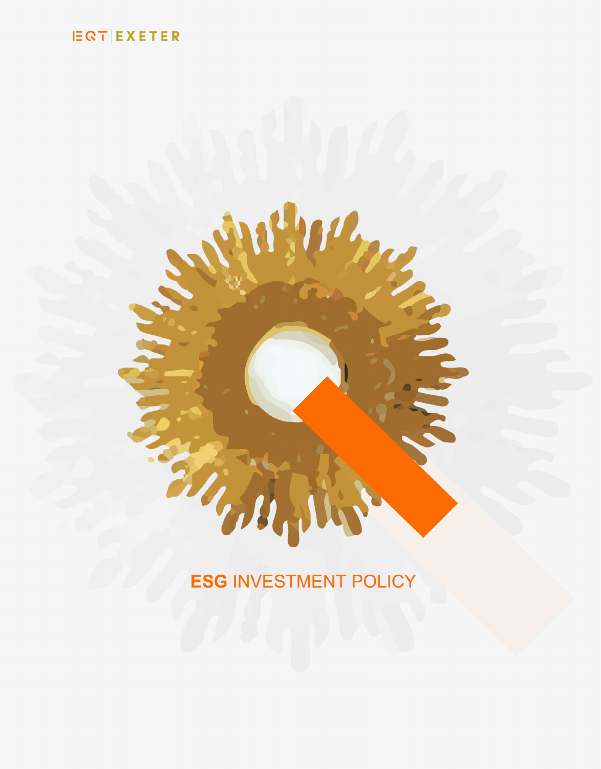EQT | EXETER

# ESG INVESTMENT POLICY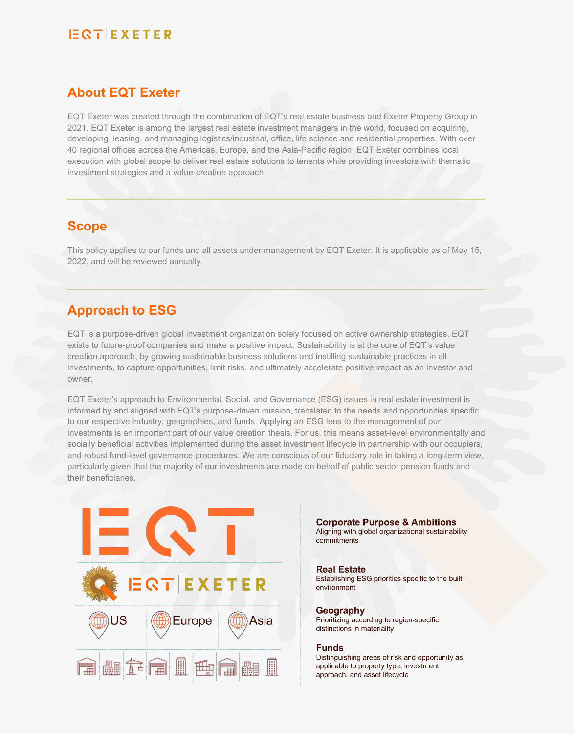## About EQT Exeter

EQT Exeter was created through the combination of EQT's real estate business and Exeter Property Group in 2021. EQT Exeter is among the largest real estate investment managers in the world, focused on acquiring, developing, leasing, and managing logistics/industrial, office, life science and residential properties. With over 40 regional offices across the Americas, Europe, and the Asia-Pacific region, EQT Exeter combines local execution with global scope to deliver real estate solutions to tenants while providing investors with thematic investment strategies and a value-creation approach.

## Scope

This policy applies to our funds and all assets under management by EQT Exeter. It is applicable as of May 15, 2022, and will be reviewed annually.

## Approach to ESG

EQT is a purpose-driven global investment organization solely focused on active ownership strategies. EQT exists to future-proof companies and make a positive impact. Sustainability is at the core of EQT's value creation approach, by growing sustainable business solutions and instilling sustainable practices in all investments, to capture opportunities, limit risks, and ultimately accelerate positive impact as an investor and owner.

EQT Exeter's approach to Environmental, Social, and Governance (ESG) issues in real estate investment is informed by and aligned with EQT's purpose-driven mission, translated to the needs and opportunities specific to our respective industry, geographies, and funds. Applying an ESG lens to the management of our investments is an important part of our value creation thesis. For us, this means asset-level environmentally and socially beneficial activities implemented during the asset investment lifecycle in partnership with our occupiers, and robust fund-level governance procedures. We are conscious of our fiduciary role in taking a long-term view, particularly given that the majority of our investments are made on behalf of public sector pension funds and their beneficiaries.

EQT

EQT | EXETER

US | Europe | Asia

**Corporate Purpose & Ambitions**
Aligning with global organizational sustainability commitments

**Real Estate**
Establishing ESG priorities specific to the built environment

**Geography**
Prioritizing according to region-specific distinctions in materiality

**Funds**
Distinguishing areas of risk and opportunity as applicable to property type, investment approach, and asset lifecycle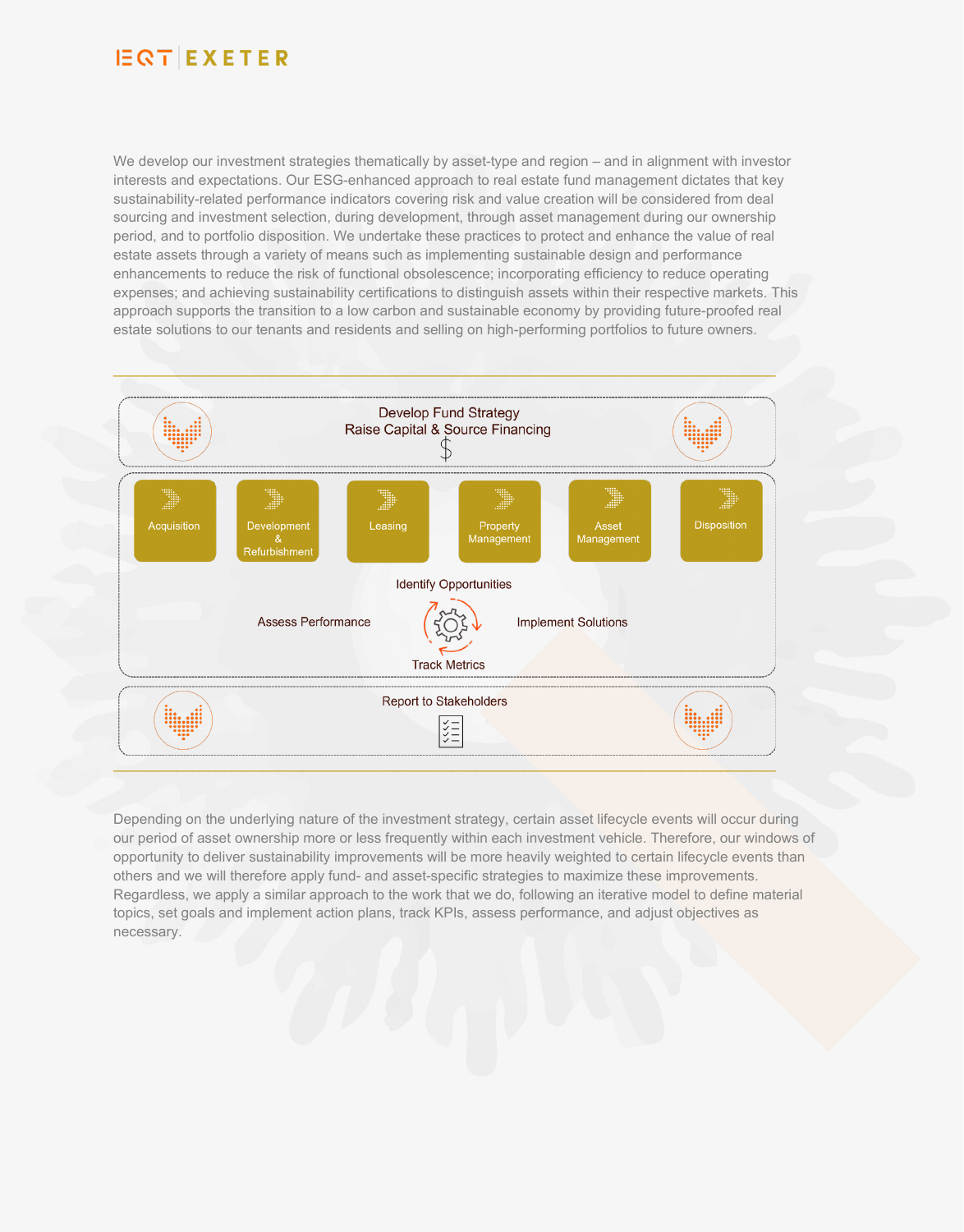We develop our investment strategies thematically by asset-type and region – and in alignment with investor interests and expectations. Our ESG-enhanced approach to real estate fund management dictates that key sustainability-related performance indicators covering risk and value creation will be considered from deal sourcing and investment selection, during development, through asset management during our ownership period, and to portfolio disposition. We undertake these practices to protect and enhance the value of real estate assets through a variety of means such as implementing sustainable design and performance enhancements to reduce the risk of functional obsolescence; incorporating efficiency to reduce operating expenses; and achieving sustainability certifications to distinguish assets within their respective markets. This approach supports the transition to a low carbon and sustainable economy by providing future-proofed real estate solutions to our tenants and residents and selling on high-performing portfolios to future owners.

Develop Fund Strategy
Raise Capital & Source Financing

Acquisition | Development & Refurbishment | Leasing | Property Management | Asset Management | Disposition

Identify Opportunities

Assess Performance

Implement Solutions

Track Metrics

Report to Stakeholders

Depending on the underlying nature of the investment strategy, certain asset lifecycle events will occur during our period of asset ownership more or less frequently within each investment vehicle. Therefore, our windows of opportunity to deliver sustainability improvements will be more heavily weighted to certain lifecycle events than others and we will therefore apply fund- and asset-specific strategies to maximize these improvements. Regardless, we apply a similar approach to the work that we do, following an iterative model to define material topics, set goals and implement action plans, track KPIs, assess performance, and adjust objectives as necessary.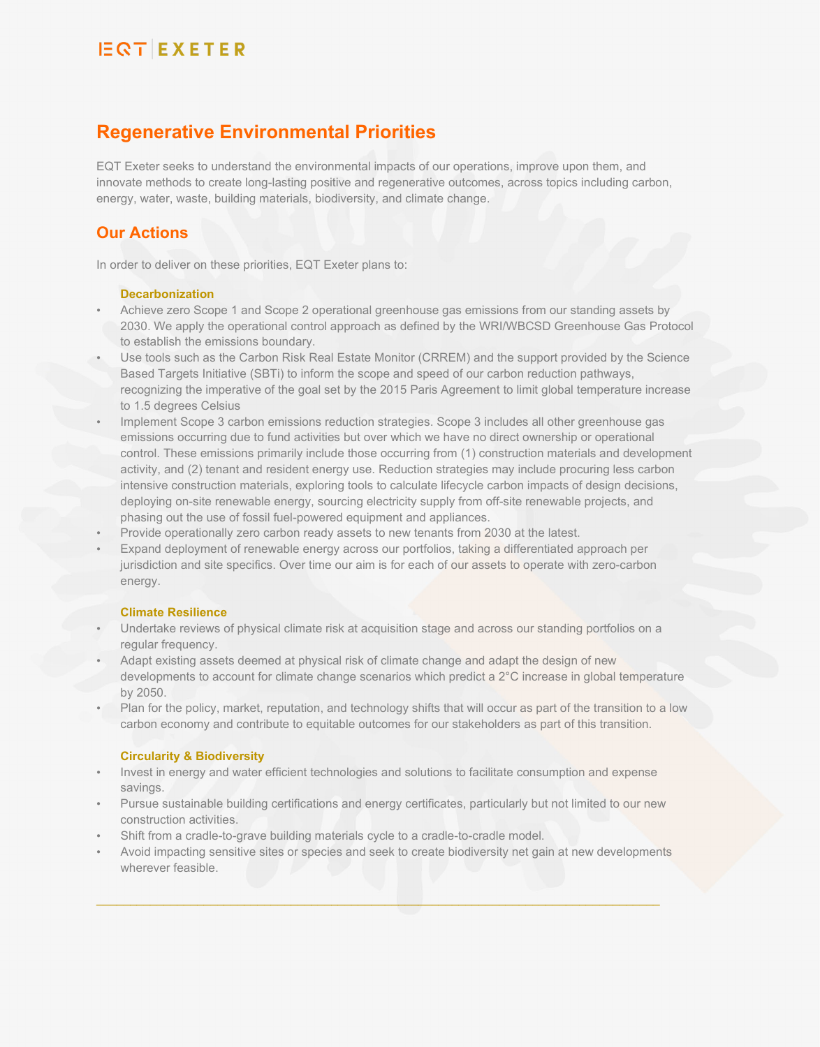# Regenerative Environmental Priorities

EQT Exeter seeks to understand the environmental impacts of our operations, improve upon them, and innovate methods to create long-lasting positive and regenerative outcomes, across topics including carbon, energy, water, waste, building materials, biodiversity, and climate change.

## Our Actions

In order to deliver on these priorities, EQT Exeter plans to:

### Decarbonization

- Achieve zero Scope 1 and Scope 2 operational greenhouse gas emissions from our standing assets by 2030. We apply the operational control approach as defined by the WRI/WBCSD Greenhouse Gas Protocol to establish the emissions boundary.
- Use tools such as the Carbon Risk Real Estate Monitor (CRREM) and the support provided by the Science Based Targets Initiative (SBTi) to inform the scope and speed of our carbon reduction pathways, recognizing the imperative of the goal set by the 2015 Paris Agreement to limit global temperature increase to 1.5 degrees Celsius
- Implement Scope 3 carbon emissions reduction strategies. Scope 3 includes all other greenhouse gas emissions occurring due to fund activities but over which we have no direct ownership or operational control. These emissions primarily include those occurring from (1) construction materials and development activity, and (2) tenant and resident energy use. Reduction strategies may include procuring less carbon intensive construction materials, exploring tools to calculate lifecycle carbon impacts of design decisions, deploying on-site renewable energy, sourcing electricity supply from off-site renewable projects, and phasing out the use of fossil fuel-powered equipment and appliances.
- Provide operationally zero carbon ready assets to new tenants from 2030 at the latest.
- Expand deployment of renewable energy across our portfolios, taking a differentiated approach per jurisdiction and site specifics. Over time our aim is for each of our assets to operate with zero-carbon energy.

### Climate Resilience

- Undertake reviews of physical climate risk at acquisition stage and across our standing portfolios on a regular frequency.
- Adapt existing assets deemed at physical risk of climate change and adapt the design of new developments to account for climate change scenarios which predict a 2°C increase in global temperature by 2050.
- Plan for the policy, market, reputation, and technology shifts that will occur as part of the transition to a low carbon economy and contribute to equitable outcomes for our stakeholders as part of this transition.

### Circularity & Biodiversity

- Invest in energy and water efficient technologies and solutions to facilitate consumption and expense savings.
- Pursue sustainable building certifications and energy certificates, particularly but not limited to our new construction activities.
- Shift from a cradle-to-grave building materials cycle to a cradle-to-cradle model.
- Avoid impacting sensitive sites or species and seek to create biodiversity net gain at new developments wherever feasible.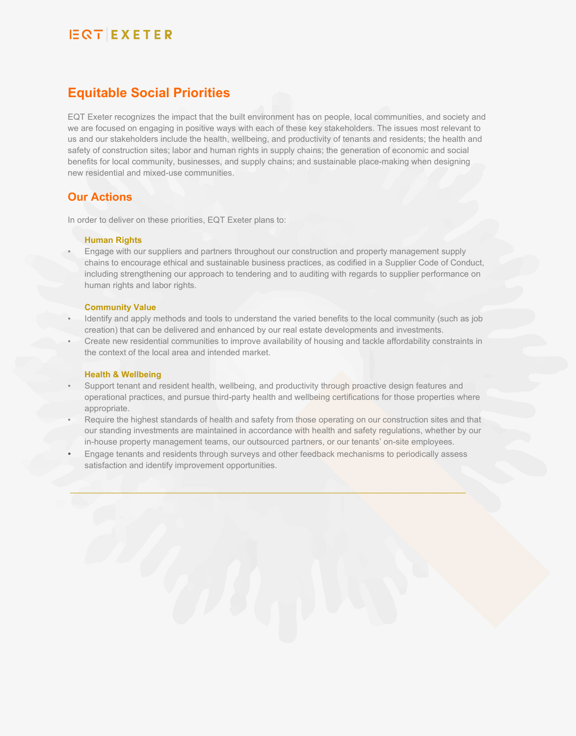## Equitable Social Priorities

EQT Exeter recognizes the impact that the built environment has on people, local communities, and society and we are focused on engaging in positive ways with each of these key stakeholders. The issues most relevant to us and our stakeholders include the health, wellbeing, and productivity of tenants and residents; the health and safety of construction sites; labor and human rights in supply chains; the generation of economic and social benefits for local community, businesses, and supply chains; and sustainable place-making when designing new residential and mixed-use communities.

## Our Actions

In order to deliver on these priorities, EQT Exeter plans to:

### Human Rights

- Engage with our suppliers and partners throughout our construction and property management supply chains to encourage ethical and sustainable business practices, as codified in a Supplier Code of Conduct, including strengthening our approach to tendering and to auditing with regards to supplier performance on human rights and labor rights.

### Community Value

- Identify and apply methods and tools to understand the varied benefits to the local community (such as job creation) that can be delivered and enhanced by our real estate developments and investments.
- Create new residential communities to improve availability of housing and tackle affordability constraints in the context of the local area and intended market.

### Health & Wellbeing

- Support tenant and resident health, wellbeing, and productivity through proactive design features and operational practices, and pursue third-party health and wellbeing certifications for those properties where appropriate.
- Require the highest standards of health and safety from those operating on our construction sites and that our standing investments are maintained in accordance with health and safety regulations, whether by our in-house property management teams, our outsourced partners, or our tenants' on-site employees.
- Engage tenants and residents through surveys and other feedback mechanisms to periodically assess satisfaction and identify improvement opportunities.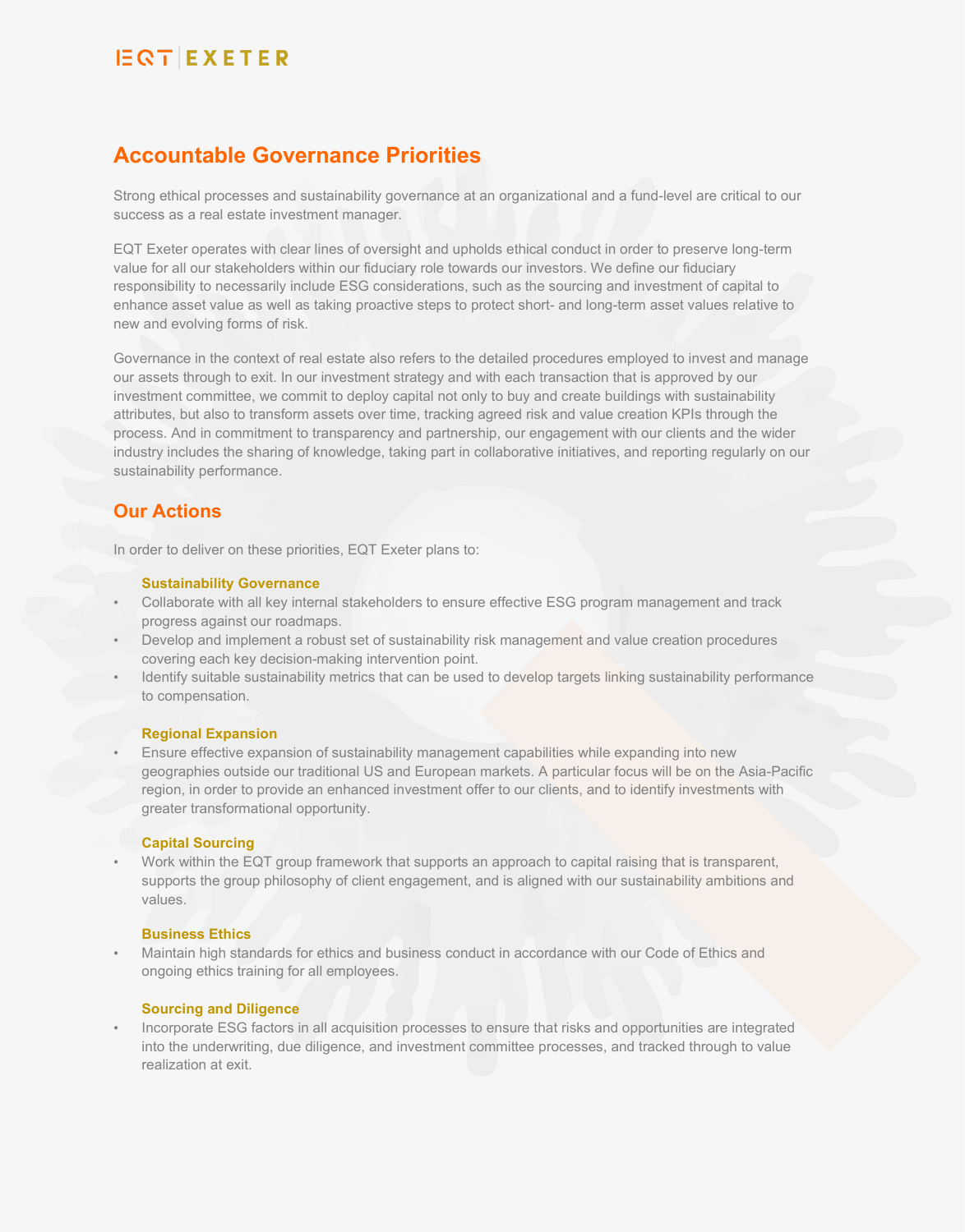## Accountable Governance Priorities

Strong ethical processes and sustainability governance at an organizational and a fund-level are critical to our success as a real estate investment manager.

EQT Exeter operates with clear lines of oversight and upholds ethical conduct in order to preserve long-term value for all our stakeholders within our fiduciary role towards our investors. We define our fiduciary responsibility to necessarily include ESG considerations, such as the sourcing and investment of capital to enhance asset value as well as taking proactive steps to protect short- and long-term asset values relative to new and evolving forms of risk.

Governance in the context of real estate also refers to the detailed procedures employed to invest and manage our assets through to exit. In our investment strategy and with each transaction that is approved by our investment committee, we commit to deploy capital not only to buy and create buildings with sustainability attributes, but also to transform assets over time, tracking agreed risk and value creation KPIs through the process. And in commitment to transparency and partnership, our engagement with our clients and the wider industry includes the sharing of knowledge, taking part in collaborative initiatives, and reporting regularly on our sustainability performance.

## Our Actions

In order to deliver on these priorities, EQT Exeter plans to:

### Sustainability Governance

- Collaborate with all key internal stakeholders to ensure effective ESG program management and track progress against our roadmaps.
- Develop and implement a robust set of sustainability risk management and value creation procedures covering each key decision-making intervention point.
- Identify suitable sustainability metrics that can be used to develop targets linking sustainability performance to compensation.

### Regional Expansion

- Ensure effective expansion of sustainability management capabilities while expanding into new geographies outside our traditional US and European markets. A particular focus will be on the Asia-Pacific region, in order to provide an enhanced investment offer to our clients, and to identify investments with greater transformational opportunity.

### Capital Sourcing

- Work within the EQT group framework that supports an approach to capital raising that is transparent, supports the group philosophy of client engagement, and is aligned with our sustainability ambitions and values.

### Business Ethics

- Maintain high standards for ethics and business conduct in accordance with our Code of Ethics and ongoing ethics training for all employees.

### Sourcing and Diligence

- Incorporate ESG factors in all acquisition processes to ensure that risks and opportunities are integrated into the underwriting, due diligence, and investment committee processes, and tracked through to value realization at exit.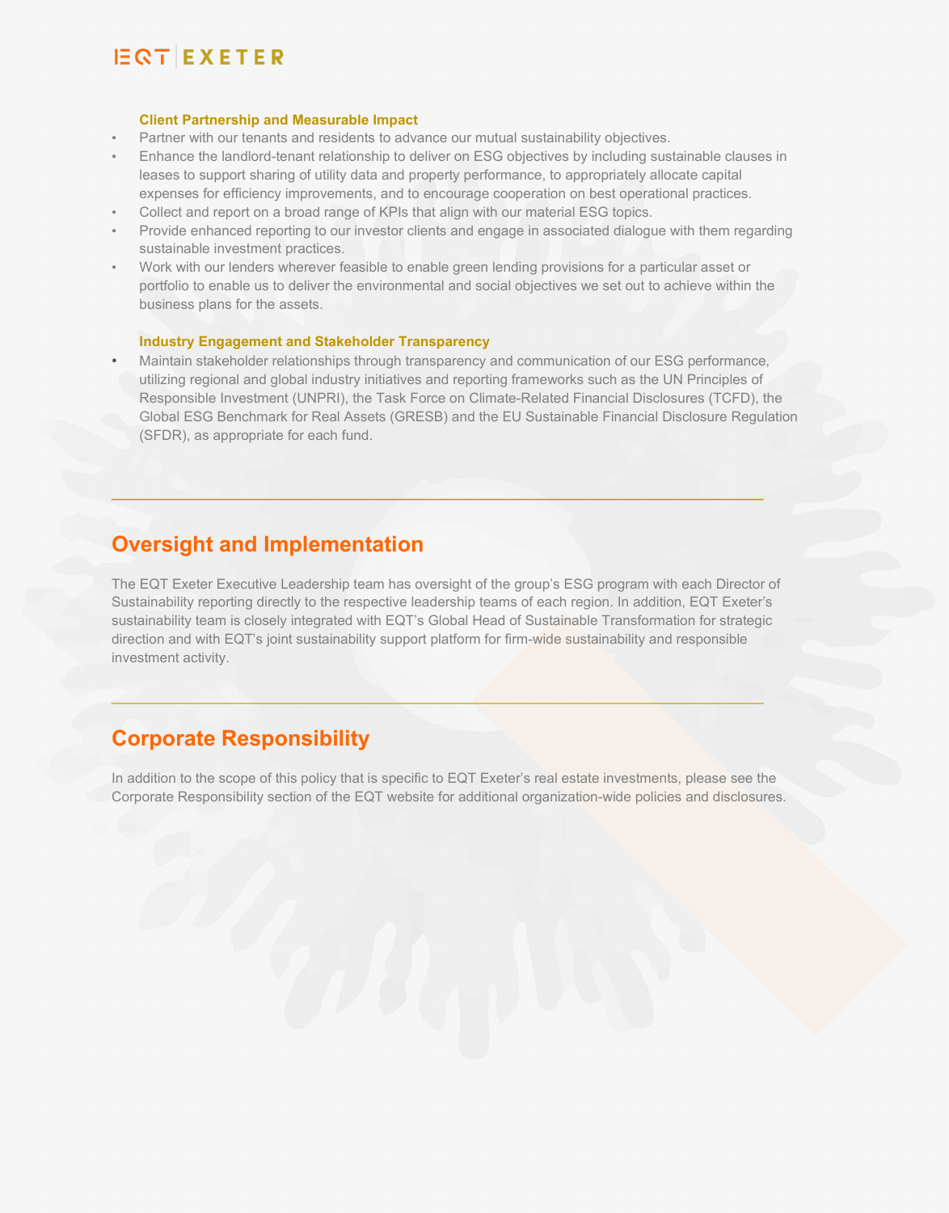### Client Partnership and Measurable Impact

- Partner with our tenants and residents to advance our mutual sustainability objectives.
- Enhance the landlord-tenant relationship to deliver on ESG objectives by including sustainable clauses in leases to support sharing of utility data and property performance, to appropriately allocate capital expenses for efficiency improvements, and to encourage cooperation on best operational practices.
- Collect and report on a broad range of KPIs that align with our material ESG topics.
- Provide enhanced reporting to our investor clients and engage in associated dialogue with them regarding sustainable investment practices.
- Work with our lenders wherever feasible to enable green lending provisions for a particular asset or portfolio to enable us to deliver the environmental and social objectives we set out to achieve within the business plans for the assets.

### Industry Engagement and Stakeholder Transparency

- Maintain stakeholder relationships through transparency and communication of our ESG performance, utilizing regional and global industry initiatives and reporting frameworks such as the UN Principles of Responsible Investment (UNPRI), the Task Force on Climate-Related Financial Disclosures (TCFD), the Global ESG Benchmark for Real Assets (GRESB) and the EU Sustainable Financial Disclosure Regulation (SFDR), as appropriate for each fund.

## Oversight and Implementation

The EQT Exeter Executive Leadership team has oversight of the group's ESG program with each Director of Sustainability reporting directly to the respective leadership teams of each region. In addition, EQT Exeter's sustainability team is closely integrated with EQT's Global Head of Sustainable Transformation for strategic direction and with EQT's joint sustainability support platform for firm-wide sustainability and responsible investment activity.

## Corporate Responsibility

In addition to the scope of this policy that is specific to EQT Exeter's real estate investments, please see the Corporate Responsibility section of the EQT website for additional organization-wide policies and disclosures.